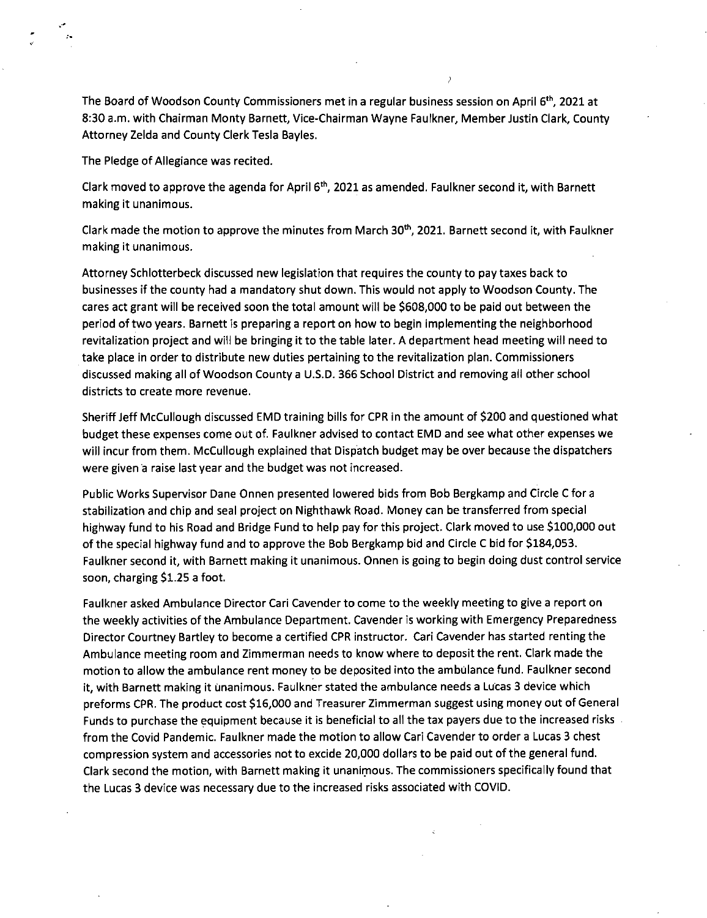The Board of Woodson County Commissioners met in a regular business session on April 6th, 2021 at 8:30 a.m. with Chairman Monty Barnett, Vice-Chairman Wayne Faulkner, Member Justin Clark, County Attorney Zelda and County Clerk Tesla Bayles.

The Pledge of Allegiance was recited.

Clark moved to approve the agenda for April 6th, 2021 as amended. Faulkner second it, with Barnett making it unanimous.

Clark made the motion to approve the minutes from March 30th, 2021. Barnett second it, with Faulkner making it unanimous.

Attorney Schlotterbeck discussed new legislation that requires the county to pay taxes back to businesses if the county had a mandatory shut down. This would not apply to Woodson County. The cares act grant will be received soon the total amount will be $608,000 to be paid out between the period of two years. Barnett is preparing a report on how to begin implementing the neighborhood revitalization project and will be bringing it to the table later. A department head meeting will need to take place in order to distribute new duties pertaining to the revitalization plan. Commissioners discussed making all of Woodson County a U.S.D. 366 School District and removing all other school districts to create more revenue.

Sheriff Jeff McCullough discussed EMD training bills for CPR in the amount of $200 and questioned what budget these expenses come out of. Faulkner advised to contact EMD and see what other expenses we will incur from them. McCullough explained that Dispatch budget may be over because the dispatchers were given a raise last year and the budget was not increased.

Public Works Supervisor Dane Onnen presented lowered bids from Bob Bergkamp and Circle C for a stabilization and chip and seal project on Nighthawk Road. Money can be transferred from special highway fund to his Road and Bridge Fund to help pay for this project. Clark moved to use $100,000 out of the special highway fund and to approve the Bob Bergkamp bid and Circle C bid for $184,053. Faulkner second it, with Barnett making it unanimous. Onnen is going to begin doing dust control service soon, charging $1.25 a foot.

Faulkner asked Ambulance Director Cari Cavender to come to the weekly meeting to give a report on the weekly activities of the Ambulance Department. Cavender is working with Emergency Preparedness Director Courtney Bartley to become a certified CPR instructor. Cari Cavender has started renting the Ambulance meeting room and Zimmerman needs to know where to deposit the rent. Clark made the motion to allow the ambulance rent money to be deposited into the ambulance fund. Faulkner second it, with Barnett making it unanimous. Faulkner stated the ambulance needs a Lucas 3 device which preforms CPR. The product cost $16,000 and Treasurer Zimmerman suggest using money out of General Funds to purchase the equipment because it is beneficial to all the tax payers due to the increased risks from the Covid Pandemic. Faulkner made the motion to allow Cari Cavender to order a Lucas 3 chest compression system and accessories not to excide 20,000 dollars to be paid out of the general fund. Clark second the motion, with Barnett making it unanimous. The commissioners specifically found that the Lucas 3 device was necessary due to the increased risks associated with COVID.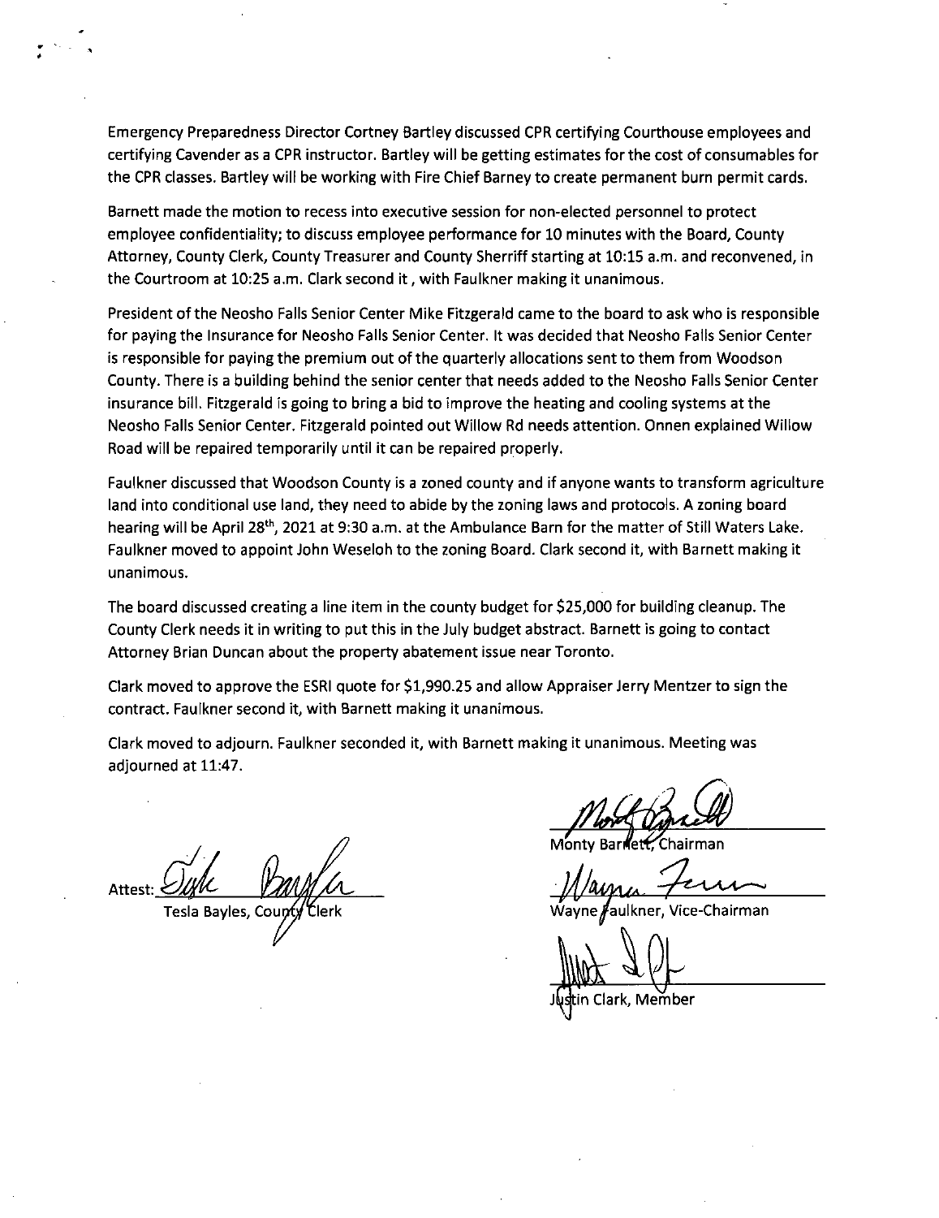Emergency Preparedness Director Cortney Bartley discussed CPR certifying Courthouse employees and certifying Cavender as a CPR instructor. Bartley will be getting estimates for the cost of consumables for the CPR classes. Bartley will be working with Fire Chief Barney to create permanent burn permit cards.

Barnett made the motion to recess into executive session for non-elected personnel to protect employee confidentiality; to discuss employee performance for 10 minutes with the Board, County Attorney, County Clerk, County Treasurer and County Sherriff starting at 10:15 a.m. and reconvened, in the Courtroom at 10:25 a.m. Clark second it , with Faulkner making it unanimous.

President of the Neosho Falls Senior Center Mike Fitzgerald came to the board to ask who is responsible for paying the Insurance for Neosho Falls Senior Center. It was decided that Neosho Falls Senior Center is responsible for paying the premium out of the quarterly allocations sent to them from Woodson County. There is a building behind the senior center that needs added to the Neosho Falls Senior Center insurance bill. Fitzgerald is going to bring a bid to improve the heating and cooling systems at the Neosho Falls Senior Center. Fitzgerald pointed out Willow Rd needs attention. Onnen explained Willow Road will be repaired temporarily until it can be repaired properly.

Faulkner discussed that Woodson County is a zoned county and if anyone wants to transform agriculture land into conditional use land, they need to abide by the zoning laws and protocols. A zoning board hearing will be April 28th, 2021 at 9:30 a.m. at the Ambulance Barn for the matter of Still Waters Lake. Faulkner moved to appoint John Weseloh to the zoning Board. Clark second it, with Barnett making it unanimous.

The board discussed creating a line item in the county budget for $25,000 for building cleanup. The County Clerk needs it in writing to put this in the July budget abstract. Barnett is going to contact Attorney Brian Duncan about the property abatement issue near Toronto.

Clark moved to approve the ESRI quote for $1,990.25 and allow Appraiser Jerry Mentzer to sign the contract. Faulkner second it, with Barnett making it unanimous.

Clark moved to adjourn. Faulkner seconded it, with Barnett making it unanimous. Meeting was adjourned at 11:47.

Attest: ______________________
Tesla Bayles, County Clerk

______________________
Monty Barnett, Chairman

______________________
Wayne Faulkner, Vice-Chairman

______________________
Justin Clark, Member